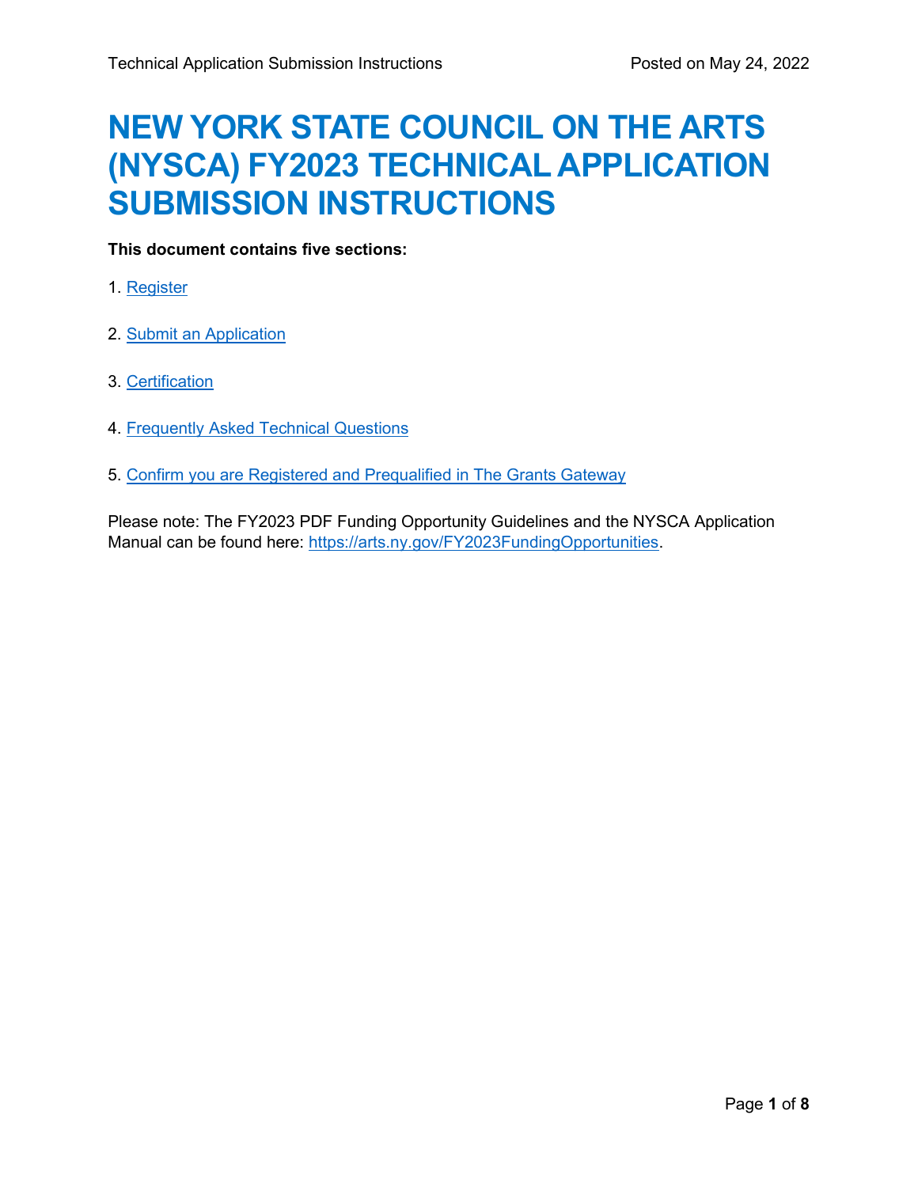# NEW YORK STATE COUNCIL ON THE ARTS (NYSCA) FY2023 TECHNICAL APPLICATION SUBMISSION INSTRUCTIONS

**This document contains five sections:**

1. Register
2. Submit an Application
3. Certification
4. Frequently Asked Technical Questions
5. Confirm you are Registered and Prequalified in The Grants Gateway

Please note: The FY2023 PDF Funding Opportunity Guidelines and the NYSCA Application Manual can be found here: https://arts.ny.gov/FY2023FundingOpportunities.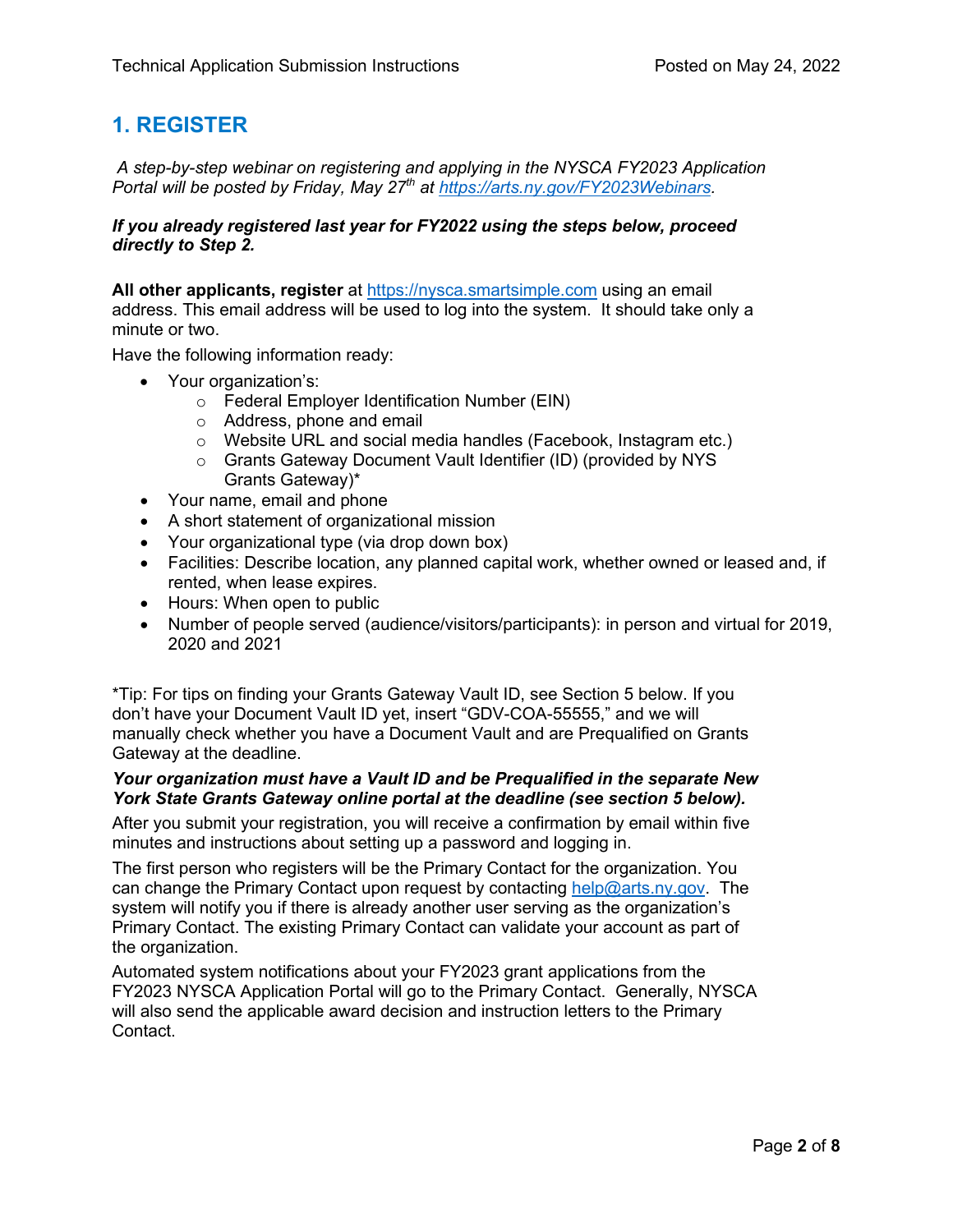## 1. REGISTER

*A step-by-step webinar on registering and applying in the NYSCA FY2023 Application Portal will be posted by Friday, May 27th at [https://arts.ny.gov/FY2023Webinars](https://arts.ny.gov/FY2023Webinars).*

***If you already registered last year for FY2022 using the steps below, proceed directly to Step 2.***

**All other applicants, register** at [https://nysca.smartsimple.com](https://nysca.smartsimple.com) using an email address. This email address will be used to log into the system. It should take only a minute or two.

Have the following information ready:

- Your organization's:
  - Federal Employer Identification Number (EIN)
  - Address, phone and email
  - Website URL and social media handles (Facebook, Instagram etc.)
  - Grants Gateway Document Vault Identifier (ID) (provided by NYS Grants Gateway)*
- Your name, email and phone
- A short statement of organizational mission
- Your organizational type (via drop down box)
- Facilities: Describe location, any planned capital work, whether owned or leased and, if rented, when lease expires.
- Hours: When open to public
- Number of people served (audience/visitors/participants): in person and virtual for 2019, 2020 and 2021

*Tip: For tips on finding your Grants Gateway Vault ID, see Section 5 below. If you don't have your Document Vault ID yet, insert "GDV-COA-55555," and we will manually check whether you have a Document Vault and are Prequalified on Grants Gateway at the deadline.

***Your organization must have a Vault ID and be Prequalified in the separate New York State Grants Gateway online portal at the deadline (see section 5 below).***

After you submit your registration, you will receive a confirmation by email within five minutes and instructions about setting up a password and logging in.

The first person who registers will be the Primary Contact for the organization. You can change the Primary Contact upon request by contacting [help@arts.ny.gov](mailto:help@arts.ny.gov). The system will notify you if there is already another user serving as the organization's Primary Contact. The existing Primary Contact can validate your account as part of the organization.

Automated system notifications about your FY2023 grant applications from the FY2023 NYSCA Application Portal will go to the Primary Contact. Generally, NYSCA will also send the applicable award decision and instruction letters to the Primary Contact.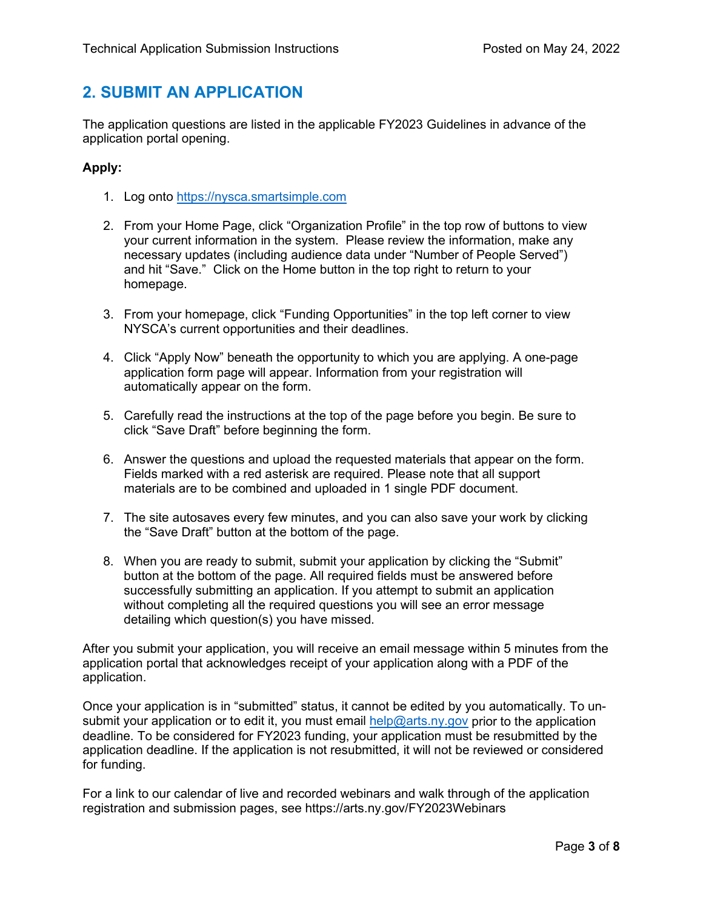## 2. SUBMIT AN APPLICATION

The application questions are listed in the applicable FY2023 Guidelines in advance of the application portal opening.

**Apply:**

1. Log onto https://nysca.smartsimple.com

2. From your Home Page, click "Organization Profile" in the top row of buttons to view your current information in the system. Please review the information, make any necessary updates (including audience data under "Number of People Served") and hit "Save." Click on the Home button in the top right to return to your homepage.

3. From your homepage, click "Funding Opportunities" in the top left corner to view NYSCA's current opportunities and their deadlines.

4. Click "Apply Now" beneath the opportunity to which you are applying. A one-page application form page will appear. Information from your registration will automatically appear on the form.

5. Carefully read the instructions at the top of the page before you begin. Be sure to click "Save Draft" before beginning the form.

6. Answer the questions and upload the requested materials that appear on the form. Fields marked with a red asterisk are required. Please note that all support materials are to be combined and uploaded in 1 single PDF document.

7. The site autosaves every few minutes, and you can also save your work by clicking the "Save Draft" button at the bottom of the page.

8. When you are ready to submit, submit your application by clicking the "Submit" button at the bottom of the page. All required fields must be answered before successfully submitting an application. If you attempt to submit an application without completing all the required questions you will see an error message detailing which question(s) you have missed.

After you submit your application, you will receive an email message within 5 minutes from the application portal that acknowledges receipt of your application along with a PDF of the application.

Once your application is in "submitted" status, it cannot be edited by you automatically. To un-submit your application or to edit it, you must email help@arts.ny.gov prior to the application deadline. To be considered for FY2023 funding, your application must be resubmitted by the application deadline. If the application is not resubmitted, it will not be reviewed or considered for funding.

For a link to our calendar of live and recorded webinars and walk through of the application registration and submission pages, see https://arts.ny.gov/FY2023Webinars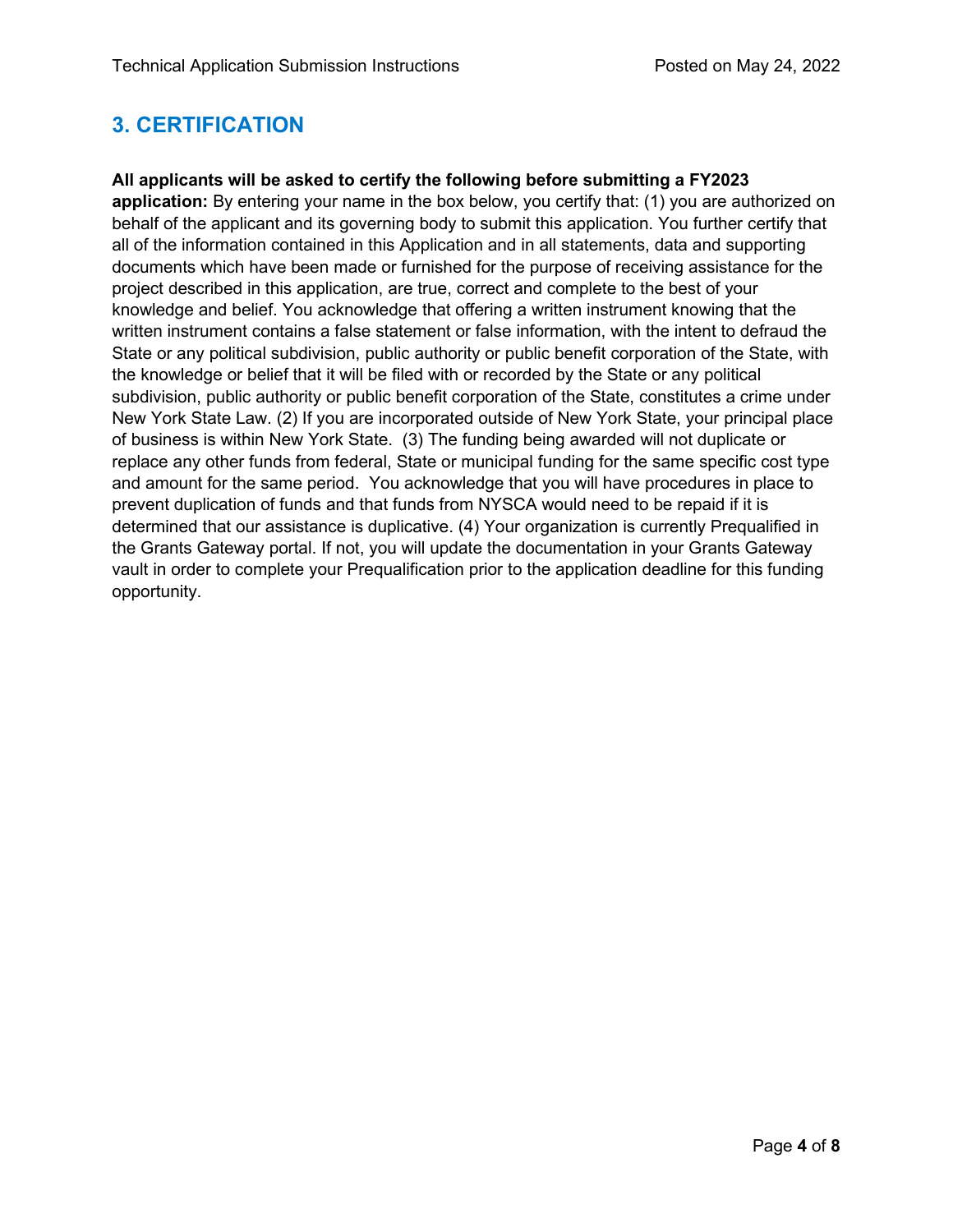## 3. CERTIFICATION

**All applicants will be asked to certify the following before submitting a FY2023 application:** By entering your name in the box below, you certify that: (1) you are authorized on behalf of the applicant and its governing body to submit this application. You further certify that all of the information contained in this Application and in all statements, data and supporting documents which have been made or furnished for the purpose of receiving assistance for the project described in this application, are true, correct and complete to the best of your knowledge and belief. You acknowledge that offering a written instrument knowing that the written instrument contains a false statement or false information, with the intent to defraud the State or any political subdivision, public authority or public benefit corporation of the State, with the knowledge or belief that it will be filed with or recorded by the State or any political subdivision, public authority or public benefit corporation of the State, constitutes a crime under New York State Law. (2) If you are incorporated outside of New York State, your principal place of business is within New York State. (3) The funding being awarded will not duplicate or replace any other funds from federal, State or municipal funding for the same specific cost type and amount for the same period. You acknowledge that you will have procedures in place to prevent duplication of funds and that funds from NYSCA would need to be repaid if it is determined that our assistance is duplicative. (4) Your organization is currently Prequalified in the Grants Gateway portal. If not, you will update the documentation in your Grants Gateway vault in order to complete your Prequalification prior to the application deadline for this funding opportunity.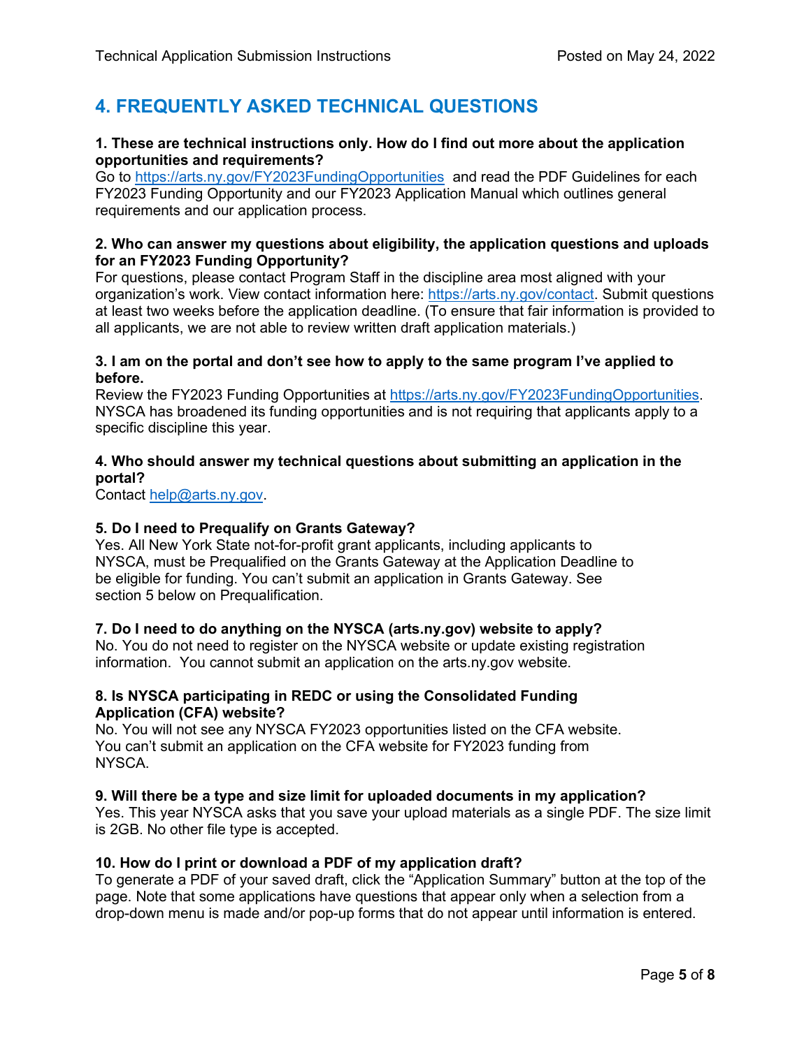## 4. FREQUENTLY ASKED TECHNICAL QUESTIONS

**1. These are technical instructions only. How do I find out more about the application opportunities and requirements?**
Go to https://arts.ny.gov/FY2023FundingOpportunities and read the PDF Guidelines for each FY2023 Funding Opportunity and our FY2023 Application Manual which outlines general requirements and our application process.

**2. Who can answer my questions about eligibility, the application questions and uploads for an FY2023 Funding Opportunity?**
For questions, please contact Program Staff in the discipline area most aligned with your organization's work. View contact information here: https://arts.ny.gov/contact. Submit questions at least two weeks before the application deadline. (To ensure that fair information is provided to all applicants, we are not able to review written draft application materials.)

**3. I am on the portal and don't see how to apply to the same program I've applied to before.**
Review the FY2023 Funding Opportunities at https://arts.ny.gov/FY2023FundingOpportunities. NYSCA has broadened its funding opportunities and is not requiring that applicants apply to a specific discipline this year.

**4. Who should answer my technical questions about submitting an application in the portal?**
Contact help@arts.ny.gov.

**5. Do I need to Prequalify on Grants Gateway?**
Yes. All New York State not-for-profit grant applicants, including applicants to NYSCA, must be Prequalified on the Grants Gateway at the Application Deadline to be eligible for funding. You can't submit an application in Grants Gateway. See section 5 below on Prequalification.

**7. Do I need to do anything on the NYSCA (arts.ny.gov) website to apply?**
No. You do not need to register on the NYSCA website or update existing registration information. You cannot submit an application on the arts.ny.gov website.

**8. Is NYSCA participating in REDC or using the Consolidated Funding Application (CFA) website?**
No. You will not see any NYSCA FY2023 opportunities listed on the CFA website. You can't submit an application on the CFA website for FY2023 funding from NYSCA.

**9. Will there be a type and size limit for uploaded documents in my application?**
Yes. This year NYSCA asks that you save your upload materials as a single PDF. The size limit is 2GB. No other file type is accepted.

**10. How do I print or download a PDF of my application draft?**
To generate a PDF of your saved draft, click the "Application Summary" button at the top of the page. Note that some applications have questions that appear only when a selection from a drop-down menu is made and/or pop-up forms that do not appear until information is entered.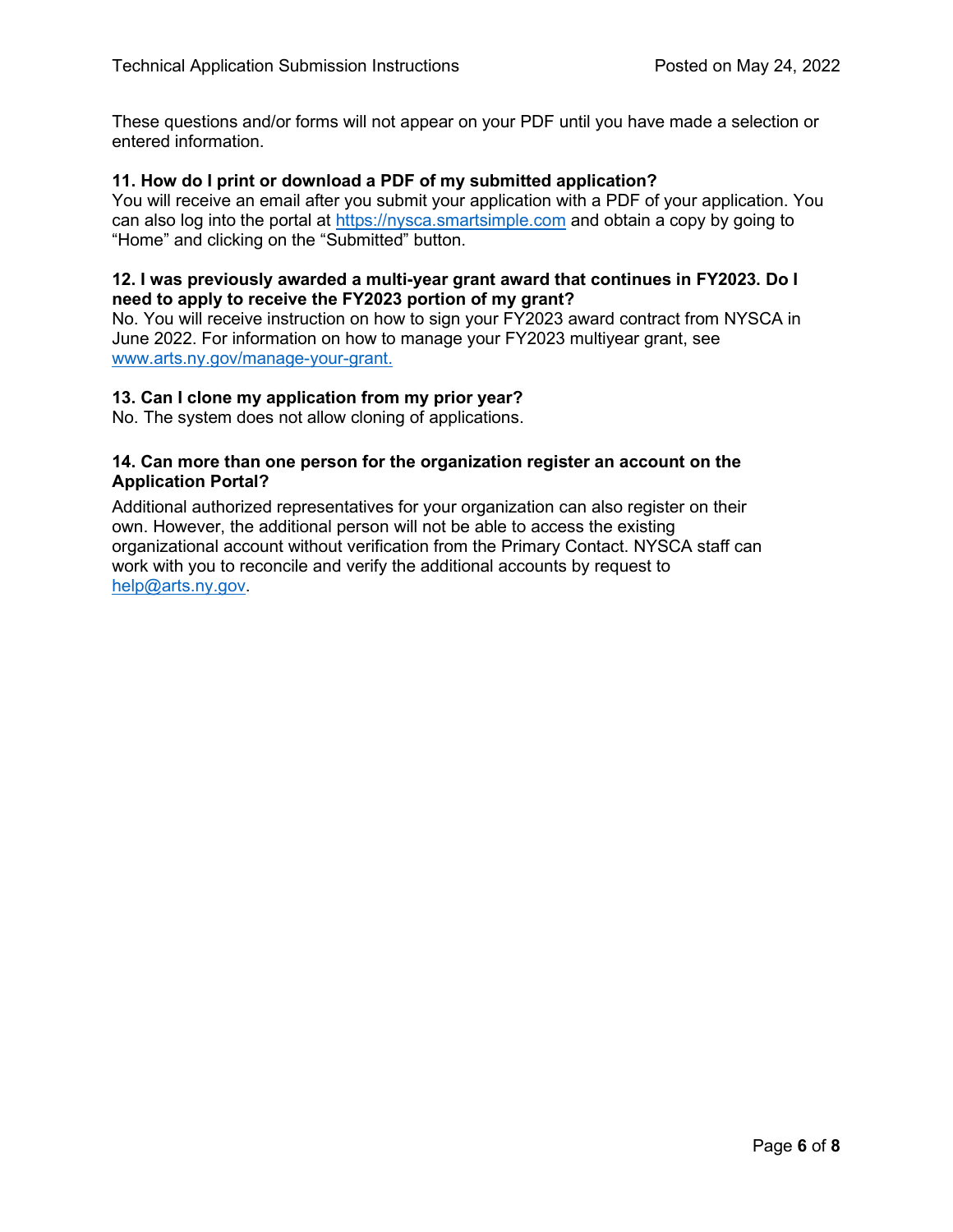These questions and/or forms will not appear on your PDF until you have made a selection or entered information.

**11. How do I print or download a PDF of my submitted application?**

You will receive an email after you submit your application with a PDF of your application. You can also log into the portal at [https://nysca.smartsimple.com](https://nysca.smartsimple.com) and obtain a copy by going to "Home" and clicking on the "Submitted" button.

**12. I was previously awarded a multi-year grant award that continues in FY2023. Do I need to apply to receive the FY2023 portion of my grant?**

No. You will receive instruction on how to sign your FY2023 award contract from NYSCA in June 2022. For information on how to manage your FY2023 multiyear grant, see [www.arts.ny.gov/manage-your-grant.](www.arts.ny.gov/manage-your-grant)

**13. Can I clone my application from my prior year?**

No. The system does not allow cloning of applications.

**14. Can more than one person for the organization register an account on the Application Portal?**

Additional authorized representatives for your organization can also register on their own. However, the additional person will not be able to access the existing organizational account without verification from the Primary Contact. NYSCA staff can work with you to reconcile and verify the additional accounts by request to [help@arts.ny.gov](mailto:help@arts.ny.gov).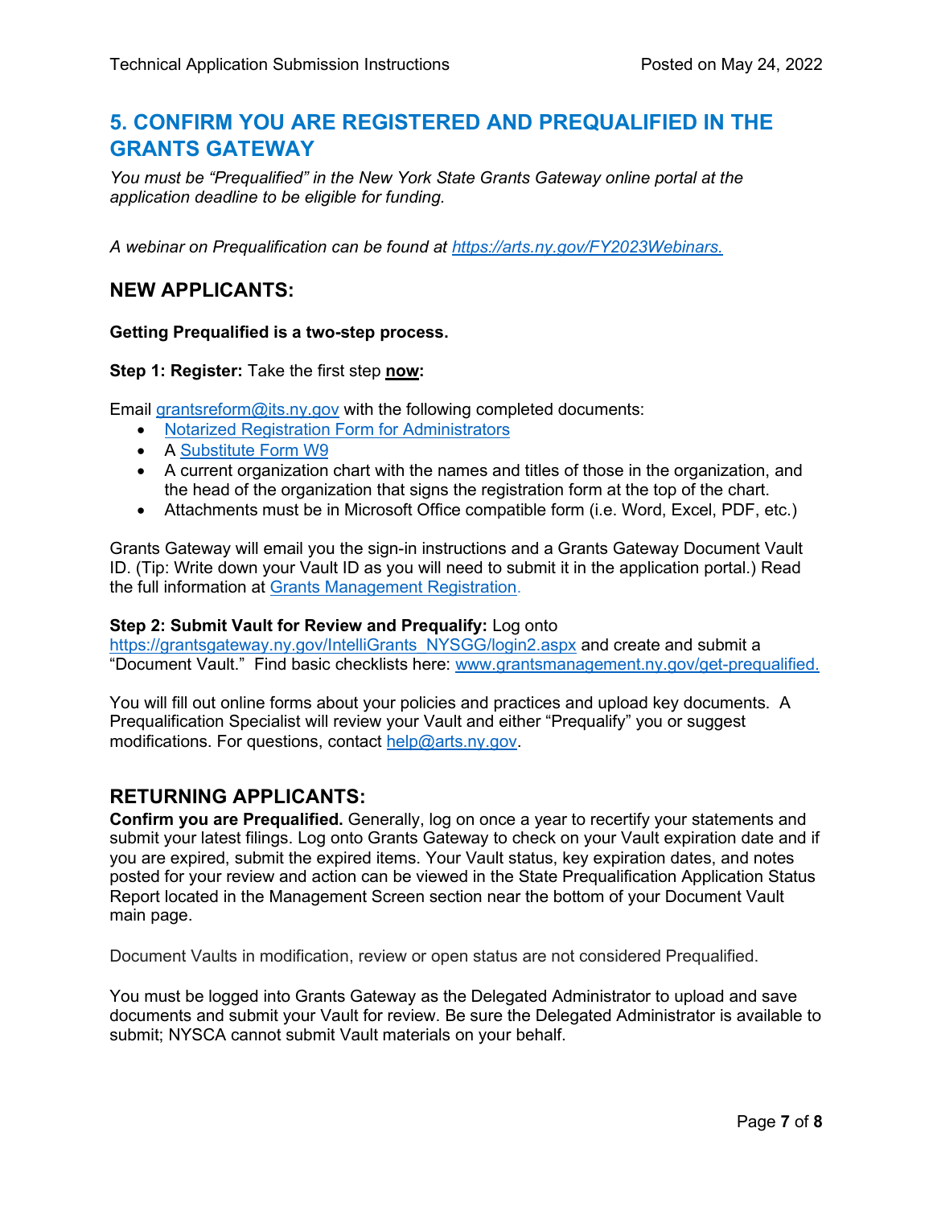## 5. CONFIRM YOU ARE REGISTERED AND PREQUALIFIED IN THE GRANTS GATEWAY

*You must be "Prequalified" in the New York State Grants Gateway online portal at the application deadline to be eligible for funding.*

*A webinar on Prequalification can be found at [https://arts.ny.gov/FY2023Webinars.](https://arts.ny.gov/FY2023Webinars)*

### NEW APPLICANTS:

**Getting Prequalified is a two-step process.**

**Step 1: Register:** Take the first step **now:**

Email [grantsreform@its.ny.gov](mailto:grantsreform@its.ny.gov) with the following completed documents:

- [Notarized Registration Form for Administrators]()
- A [Substitute Form W9]()
- A current organization chart with the names and titles of those in the organization, and the head of the organization that signs the registration form at the top of the chart.
- Attachments must be in Microsoft Office compatible form (i.e. Word, Excel, PDF, etc.)

Grants Gateway will email you the sign-in instructions and a Grants Gateway Document Vault ID. (Tip: Write down your Vault ID as you will need to submit it in the application portal.) Read the full information at [Grants Management Registration]().

**Step 2: Submit Vault for Review and Prequalify:** Log onto [https://grantsgateway.ny.gov/IntelliGrants_NYSGG/login2.aspx](https://grantsgateway.ny.gov/IntelliGrants_NYSGG/login2.aspx) and create and submit a "Document Vault." Find basic checklists here: [www.grantsmanagement.ny.gov/get-prequalified.](http://www.grantsmanagement.ny.gov/get-prequalified)

You will fill out online forms about your policies and practices and upload key documents. A Prequalification Specialist will review your Vault and either "Prequalify" you or suggest modifications. For questions, contact [help@arts.ny.gov](mailto:help@arts.ny.gov).

### RETURNING APPLICANTS:

**Confirm you are Prequalified.** Generally, log on once a year to recertify your statements and submit your latest filings. Log onto Grants Gateway to check on your Vault expiration date and if you are expired, submit the expired items. Your Vault status, key expiration dates, and notes posted for your review and action can be viewed in the State Prequalification Application Status Report located in the Management Screen section near the bottom of your Document Vault main page.

Document Vaults in modification, review or open status are not considered Prequalified.

You must be logged into Grants Gateway as the Delegated Administrator to upload and save documents and submit your Vault for review. Be sure the Delegated Administrator is available to submit; NYSCA cannot submit Vault materials on your behalf.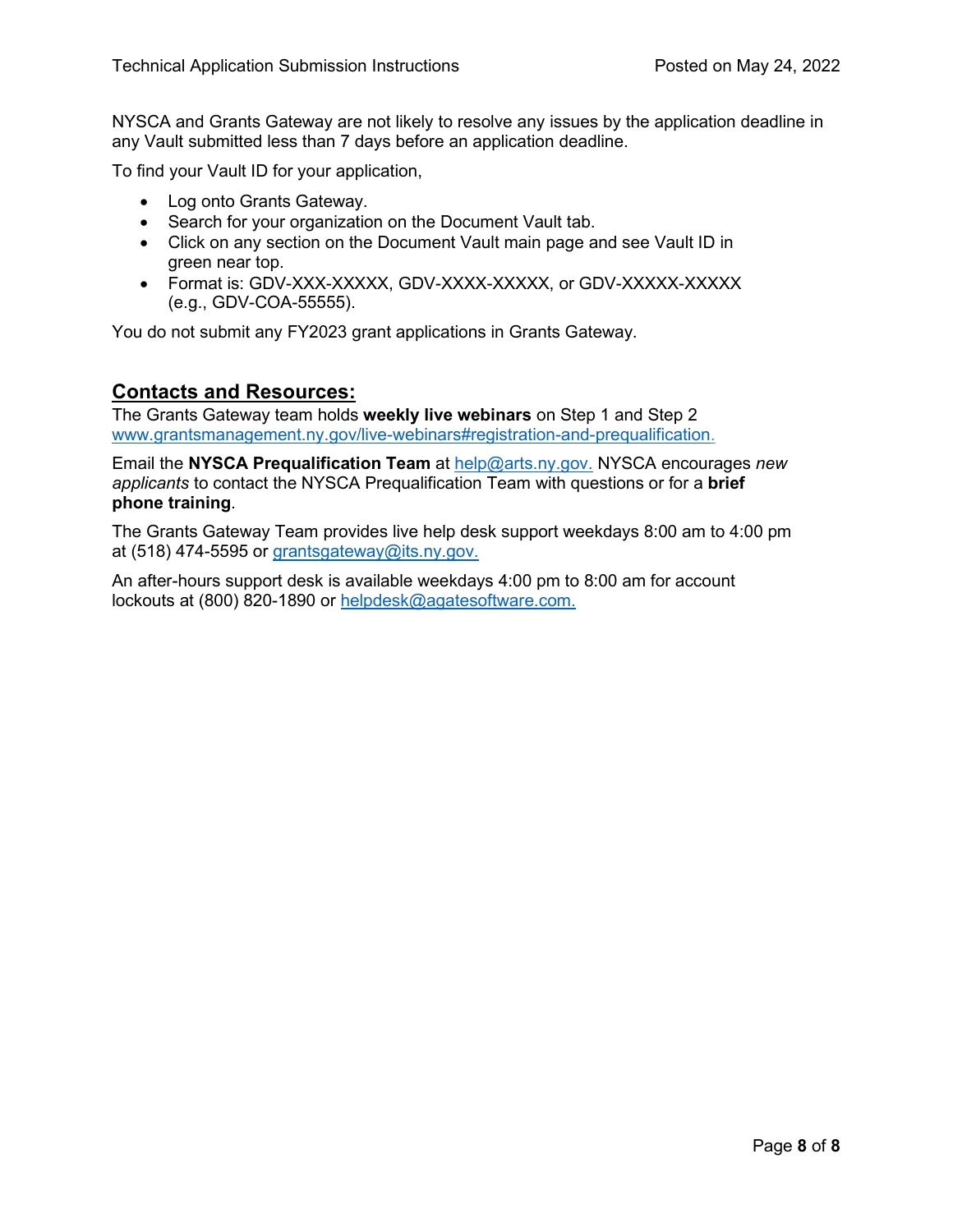NYSCA and Grants Gateway are not likely to resolve any issues by the application deadline in any Vault submitted less than 7 days before an application deadline.

To find your Vault ID for your application,

- Log onto Grants Gateway.
- Search for your organization on the Document Vault tab.
- Click on any section on the Document Vault main page and see Vault ID in green near top.
- Format is: GDV-XXX-XXXXX, GDV-XXXX-XXXXX, or GDV-XXXXX-XXXXX (e.g., GDV-COA-55555).

You do not submit any FY2023 grant applications in Grants Gateway.

## Contacts and Resources:

The Grants Gateway team holds **weekly live webinars** on Step 1 and Step 2 www.grantsmanagement.ny.gov/live-webinars#registration-and-prequalification.

Email the **NYSCA Prequalification Team** at help@arts.ny.gov. NYSCA encourages *new applicants* to contact the NYSCA Prequalification Team with questions or for a **brief phone training**.

The Grants Gateway Team provides live help desk support weekdays 8:00 am to 4:00 pm at (518) 474-5595 or grantsgateway@its.ny.gov.

An after-hours support desk is available weekdays 4:00 pm to 8:00 am for account lockouts at (800) 820-1890 or helpdesk@agatesoftware.com.